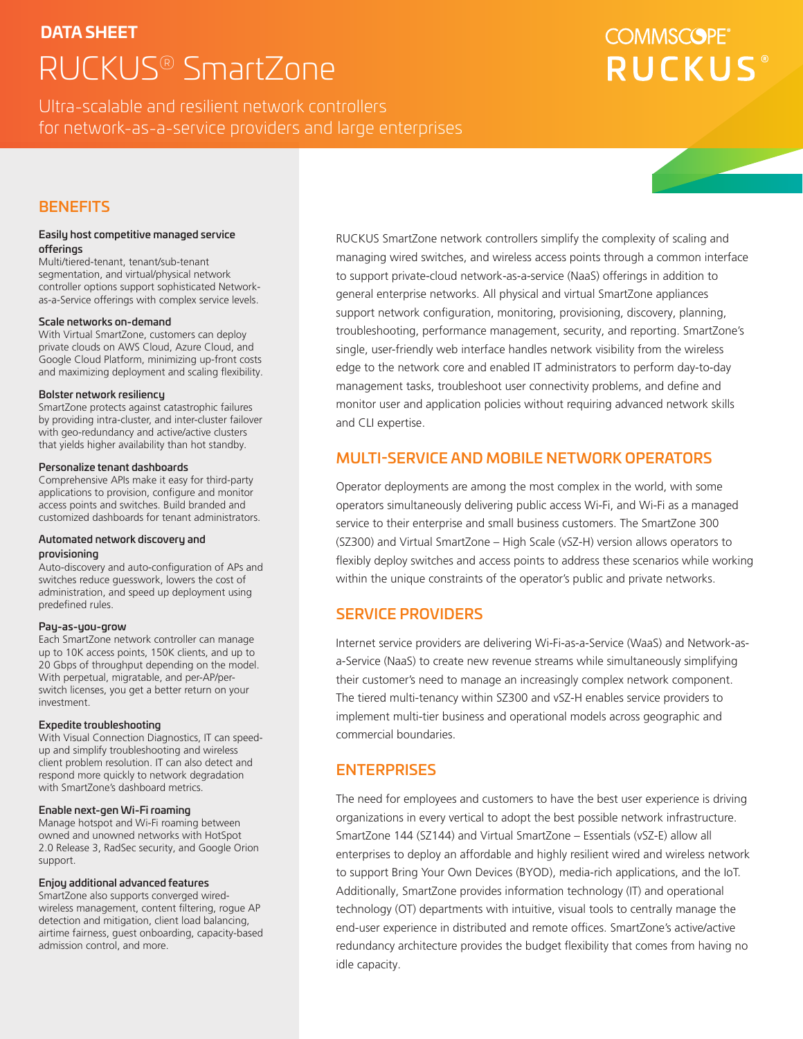**DATA SHEET**

# RUCKUS® SmartZone

Ultra-scalable and resilient network controllers for network-as-a-service providers and large enterprises

COMMSCOPE® RUCKUS®

## BENEFITS

**Easily host competitive managed service offerings**
Multi/tiered-tenant, tenant/sub-tenant segmentation, and virtual/physical network controller options support sophisticated Network-as-a-Service offerings with complex service levels.

**Scale networks on-demand**
With Virtual SmartZone, customers can deploy private clouds on AWS Cloud, Azure Cloud, and Google Cloud Platform, minimizing up-front costs and maximizing deployment and scaling flexibility.

**Bolster network resiliency**
SmartZone protects against catastrophic failures by providing intra-cluster, and inter-cluster failover with geo-redundancy and active/active clusters that yields higher availability than hot standby.

**Personalize tenant dashboards**
Comprehensive APIs make it easy for third-party applications to provision, configure and monitor access points and switches. Build branded and customized dashboards for tenant administrators.

**Automated network discovery and provisioning**
Auto-discovery and auto-configuration of APs and switches reduce guesswork, lowers the cost of administration, and speed up deployment using predefined rules.

**Pay-as-you-grow**
Each SmartZone network controller can manage up to 10K access points, 150K clients, and up to 20 Gbps of throughput depending on the model. With perpetual, migratable, and per-AP/per-switch licenses, you get a better return on your investment.

**Expedite troubleshooting**
With Visual Connection Diagnostics, IT can speed-up and simplify troubleshooting and wireless client problem resolution. IT can also detect and respond more quickly to network degradation with SmartZone's dashboard metrics.

**Enable next-gen Wi-Fi roaming**
Manage hotspot and Wi-Fi roaming between owned and unowned networks with HotSpot 2.0 Release 3, RadSec security, and Google Orion support.

**Enjoy additional advanced features**
SmartZone also supports converged wired-wireless management, content filtering, rogue AP detection and mitigation, client load balancing, airtime fairness, guest onboarding, capacity-based admission control, and more.

RUCKUS SmartZone network controllers simplify the complexity of scaling and managing wired switches, and wireless access points through a common interface to support private-cloud network-as-a-service (NaaS) offerings in addition to general enterprise networks. All physical and virtual SmartZone appliances support network configuration, monitoring, provisioning, discovery, planning, troubleshooting, performance management, security, and reporting. SmartZone's single, user-friendly web interface handles network visibility from the wireless edge to the network core and enabled IT administrators to perform day-to-day management tasks, troubleshoot user connectivity problems, and define and monitor user and application policies without requiring advanced network skills and CLI expertise.

## MULTI-SERVICE AND MOBILE NETWORK OPERATORS

Operator deployments are among the most complex in the world, with some operators simultaneously delivering public access Wi-Fi, and Wi-Fi as a managed service to their enterprise and small business customers. The SmartZone 300 (SZ300) and Virtual SmartZone – High Scale (vSZ-H) version allows operators to flexibly deploy switches and access points to address these scenarios while working within the unique constraints of the operator's public and private networks.

## SERVICE PROVIDERS

Internet service providers are delivering Wi-Fi-as-a-Service (WaaS) and Network-as-a-Service (NaaS) to create new revenue streams while simultaneously simplifying their customer's need to manage an increasingly complex network component. The tiered multi-tenancy within SZ300 and vSZ-H enables service providers to implement multi-tier business and operational models across geographic and commercial boundaries.

## ENTERPRISES

The need for employees and customers to have the best user experience is driving organizations in every vertical to adopt the best possible network infrastructure. SmartZone 144 (SZ144) and Virtual SmartZone – Essentials (vSZ-E) allow all enterprises to deploy an affordable and highly resilient wired and wireless network to support Bring Your Own Devices (BYOD), media-rich applications, and the IoT. Additionally, SmartZone provides information technology (IT) and operational technology (OT) departments with intuitive, visual tools to centrally manage the end-user experience in distributed and remote offices. SmartZone's active/active redundancy architecture provides the budget flexibility that comes from having no idle capacity.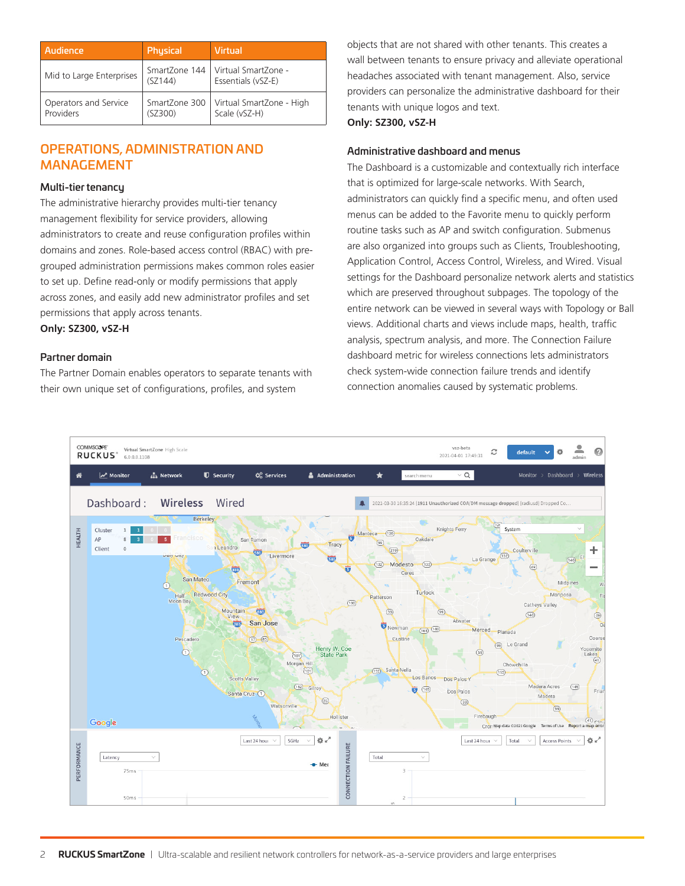| Audience | Physical | Virtual |
|---|---|---|
| Mid to Large Enterprises | SmartZone 144 (SZ144) | Virtual SmartZone - Essentials (vSZ-E) |
| Operators and Service Providers | SmartZone 300 (SZ300) | Virtual SmartZone - High Scale (vSZ-H) |

## OPERATIONS, ADMINISTRATION AND MANAGEMENT

### Multi-tier tenancy

The administrative hierarchy provides multi-tier tenancy management flexibility for service providers, allowing administrators to create and reuse configuration profiles within domains and zones. Role-based access control (RBAC) with pre-grouped administration permissions makes common roles easier to set up. Define read-only or modify permissions that apply across zones, and easily add new administrator profiles and set permissions that apply across tenants.

**Only: SZ300, vSZ-H**

### Partner domain

The Partner Domain enables operators to separate tenants with their own unique set of configurations, profiles, and system objects that are not shared with other tenants. This creates a wall between tenants to ensure privacy and alleviate operational headaches associated with tenant management. Also, service providers can personalize the administrative dashboard for their tenants with unique logos and text.

**Only: SZ300, vSZ-H**

### Administrative dashboard and menus

The Dashboard is a customizable and contextually rich interface that is optimized for large-scale networks. With Search, administrators can quickly find a specific menu, and often used menus can be added to the Favorite menu to quickly perform routine tasks such as AP and switch configuration. Submenus are also organized into groups such as Clients, Troubleshooting, Application Control, Access Control, Wireless, and Wired. Visual settings for the Dashboard personalize network alerts and statistics which are preserved throughout subpages. The topology of the entire network can be viewed in several ways with Topology or Ball views. Additional charts and views include maps, health, traffic analysis, spectrum analysis, and more. The Connection Failure dashboard metric for wireless connections lets administrators check system-wide connection failure trends and identify connection anomalies caused by systematic problems.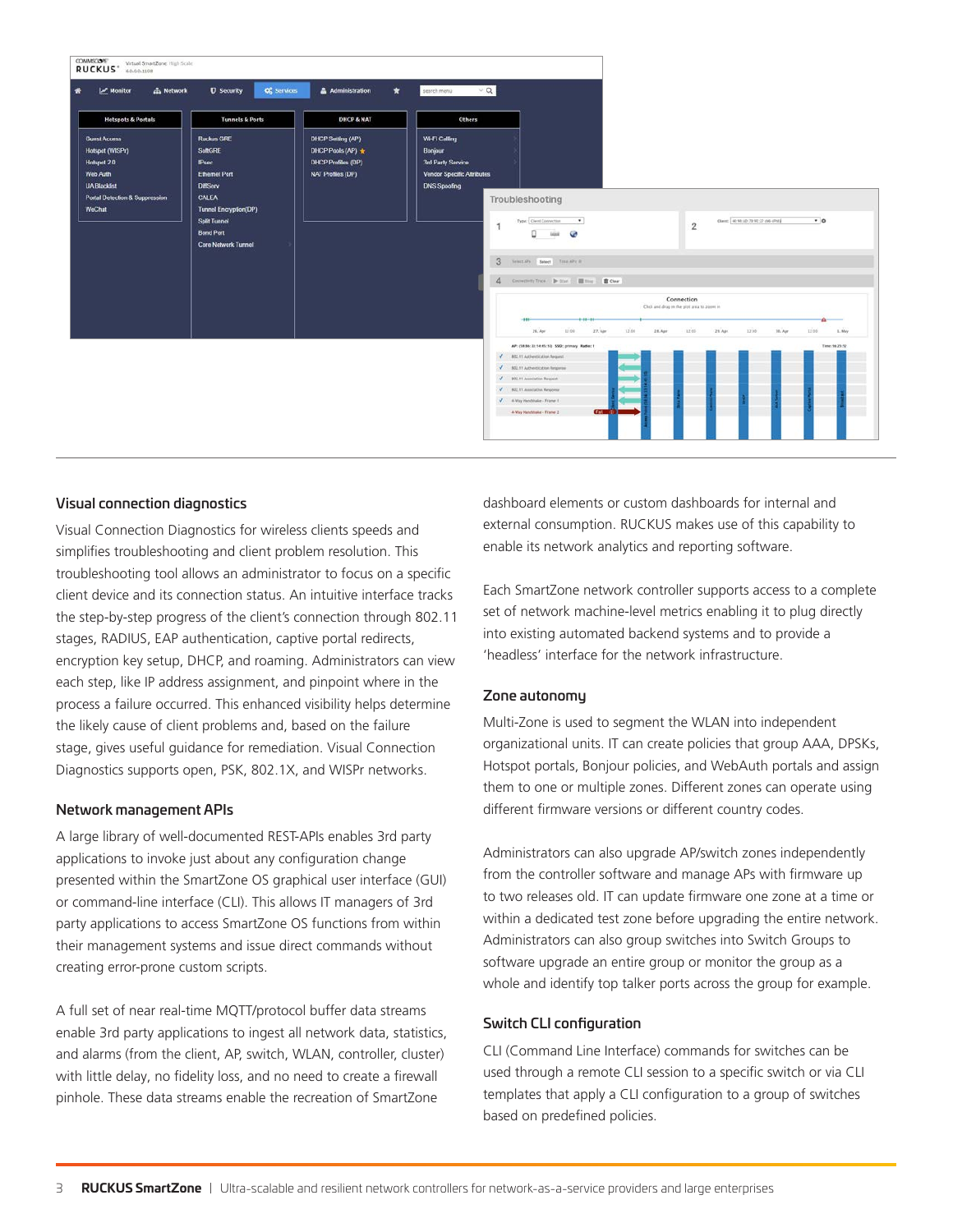### Visual connection diagnostics

Visual Connection Diagnostics for wireless clients speeds and simplifies troubleshooting and client problem resolution. This troubleshooting tool allows an administrator to focus on a specific client device and its connection status. An intuitive interface tracks the step-by-step progress of the client's connection through 802.11 stages, RADIUS, EAP authentication, captive portal redirects, encryption key setup, DHCP, and roaming. Administrators can view each step, like IP address assignment, and pinpoint where in the process a failure occurred. This enhanced visibility helps determine the likely cause of client problems and, based on the failure stage, gives useful guidance for remediation. Visual Connection Diagnostics supports open, PSK, 802.1X, and WISPr networks.

### Network management APIs

A large library of well-documented REST-APIs enables 3rd party applications to invoke just about any configuration change presented within the SmartZone OS graphical user interface (GUI) or command-line interface (CLI). This allows IT managers of 3rd party applications to access SmartZone OS functions from within their management systems and issue direct commands without creating error-prone custom scripts.

A full set of near real-time MQTT/protocol buffer data streams enable 3rd party applications to ingest all network data, statistics, and alarms (from the client, AP, switch, WLAN, controller, cluster) with little delay, no fidelity loss, and no need to create a firewall pinhole. These data streams enable the recreation of SmartZone dashboard elements or custom dashboards for internal and external consumption. RUCKUS makes use of this capability to enable its network analytics and reporting software.

Each SmartZone network controller supports access to a complete set of network machine-level metrics enabling it to plug directly into existing automated backend systems and to provide a 'headless' interface for the network infrastructure.

### Zone autonomy

Multi-Zone is used to segment the WLAN into independent organizational units. IT can create policies that group AAA, DPSKs, Hotspot portals, Bonjour policies, and WebAuth portals and assign them to one or multiple zones. Different zones can operate using different firmware versions or different country codes.

Administrators can also upgrade AP/switch zones independently from the controller software and manage APs with firmware up to two releases old. IT can update firmware one zone at a time or within a dedicated test zone before upgrading the entire network. Administrators can also group switches into Switch Groups to software upgrade an entire group or monitor the group as a whole and identify top talker ports across the group for example.

### Switch CLI configuration

CLI (Command Line Interface) commands for switches can be used through a remote CLI session to a specific switch or via CLI templates that apply a CLI configuration to a group of switches based on predefined policies.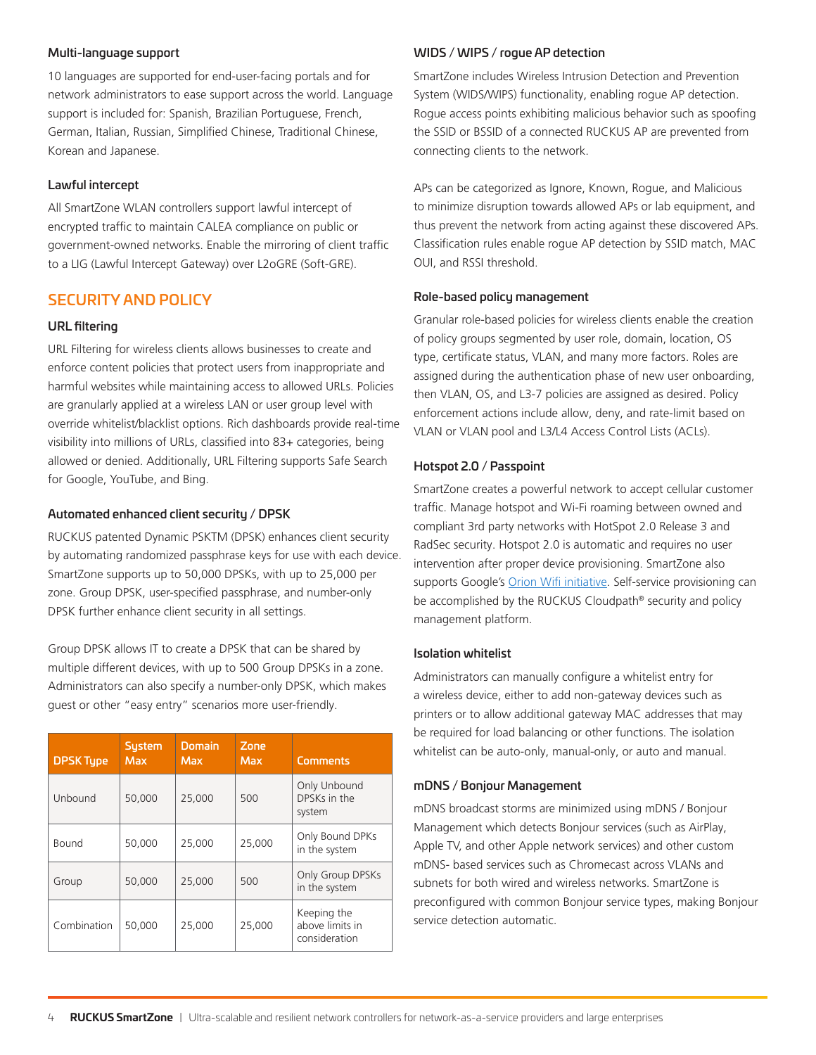### Multi-language support

10 languages are supported for end-user-facing portals and for network administrators to ease support across the world. Language support is included for: Spanish, Brazilian Portuguese, French, German, Italian, Russian, Simplified Chinese, Traditional Chinese, Korean and Japanese.

### Lawful intercept

All SmartZone WLAN controllers support lawful intercept of encrypted traffic to maintain CALEA compliance on public or government-owned networks. Enable the mirroring of client traffic to a LIG (Lawful Intercept Gateway) over L2oGRE (Soft-GRE).

## SECURITY AND POLICY

### URL filtering

URL Filtering for wireless clients allows businesses to create and enforce content policies that protect users from inappropriate and harmful websites while maintaining access to allowed URLs. Policies are granularly applied at a wireless LAN or user group level with override whitelist/blacklist options. Rich dashboards provide real-time visibility into millions of URLs, classified into 83+ categories, being allowed or denied. Additionally, URL Filtering supports Safe Search for Google, YouTube, and Bing.

### Automated enhanced client security / DPSK

RUCKUS patented Dynamic PSKTM (DPSK) enhances client security by automating randomized passphrase keys for use with each device. SmartZone supports up to 50,000 DPSKs, with up to 25,000 per zone. Group DPSK, user-specified passphrase, and number-only DPSK further enhance client security in all settings.

Group DPSK allows IT to create a DPSK that can be shared by multiple different devices, with up to 500 Group DPSKs in a zone. Administrators can also specify a number-only DPSK, which makes guest or other "easy entry" scenarios more user-friendly.

| DPSK Type | System Max | Domain Max | Zone Max | Comments |
|---|---|---|---|---|
| Unbound | 50,000 | 25,000 | 500 | Only Unbound DPSKs in the system |
| Bound | 50,000 | 25,000 | 25,000 | Only Bound DPKs in the system |
| Group | 50,000 | 25,000 | 500 | Only Group DPSKs in the system |
| Combination | 50,000 | 25,000 | 25,000 | Keeping the above limits in consideration |

### WIDS / WIPS / rogue AP detection

SmartZone includes Wireless Intrusion Detection and Prevention System (WIDS/WIPS) functionality, enabling rogue AP detection. Rogue access points exhibiting malicious behavior such as spoofing the SSID or BSSID of a connected RUCKUS AP are prevented from connecting clients to the network.

APs can be categorized as Ignore, Known, Rogue, and Malicious to minimize disruption towards allowed APs or lab equipment, and thus prevent the network from acting against these discovered APs. Classification rules enable rogue AP detection by SSID match, MAC OUI, and RSSI threshold.

### Role-based policy management

Granular role-based policies for wireless clients enable the creation of policy groups segmented by user role, domain, location, OS type, certificate status, VLAN, and many more factors. Roles are assigned during the authentication phase of new user onboarding, then VLAN, OS, and L3-7 policies are assigned as desired. Policy enforcement actions include allow, deny, and rate-limit based on VLAN or VLAN pool and L3/L4 Access Control Lists (ACLs).

### Hotspot 2.0 / Passpoint

SmartZone creates a powerful network to accept cellular customer traffic. Manage hotspot and Wi-Fi roaming between owned and compliant 3rd party networks with HotSpot 2.0 Release 3 and RadSec security. Hotspot 2.0 is automatic and requires no user intervention after proper device provisioning. SmartZone also supports Google's Orion Wifi initiative. Self-service provisioning can be accomplished by the RUCKUS Cloudpath® security and policy management platform.

### Isolation whitelist

Administrators can manually configure a whitelist entry for a wireless device, either to add non-gateway devices such as printers or to allow additional gateway MAC addresses that may be required for load balancing or other functions. The isolation whitelist can be auto-only, manual-only, or auto and manual.

### mDNS / Bonjour Management

mDNS broadcast storms are minimized using mDNS / Bonjour Management which detects Bonjour services (such as AirPlay, Apple TV, and other Apple network services) and other custom mDNS- based services such as Chromecast across VLANs and subnets for both wired and wireless networks. SmartZone is preconfigured with common Bonjour service types, making Bonjour service detection automatic.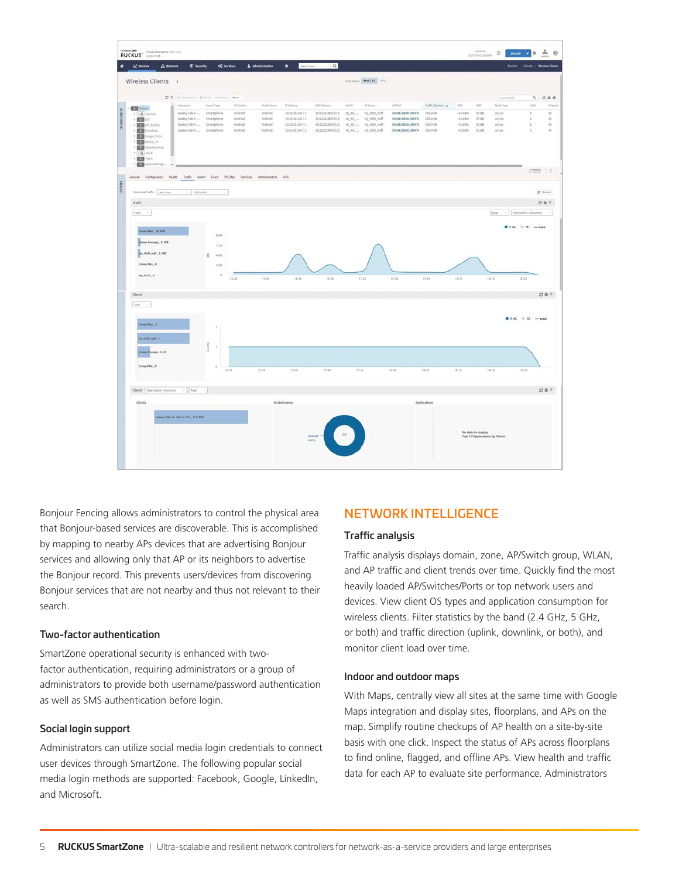Bonjour Fencing allows administrators to control the physical area that Bonjour-based services are discoverable. This is accomplished by mapping to nearby APs devices that are advertising Bonjour services and allowing only that AP or its neighbors to advertise the Bonjour record. This prevents users/devices from discovering Bonjour services that are not nearby and thus not relevant to their search.

### Two-factor authentication

SmartZone operational security is enhanced with two-factor authentication, requiring administrators or a group of administrators to provide both username/password authentication as well as SMS authentication before login.

### Social login support

Administrators can utilize social media login credentials to connect user devices through SmartZone. The following popular social media login methods are supported: Facebook, Google, LinkedIn, and Microsoft.

## NETWORK INTELLIGENCE

### Traffic analysis

Traffic analysis displays domain, zone, AP/Switch group, WLAN, and AP traffic and client trends over time. Quickly find the most heavily loaded AP/Switches/Ports or top network users and devices. View client OS types and application consumption for wireless clients. Filter statistics by the band (2.4 GHz, 5 GHz, or both) and traffic direction (uplink, downlink, or both), and monitor client load over time.

### Indoor and outdoor maps

With Maps, centrally view all sites at the same time with Google Maps integration and display sites, floorplans, and APs on the map. Simplify routine checkups of AP health on a site-by-site basis with one click. Inspect the status of APs across floorplans to find online, flagged, and offline APs. View health and traffic data for each AP to evaluate site performance. Administrators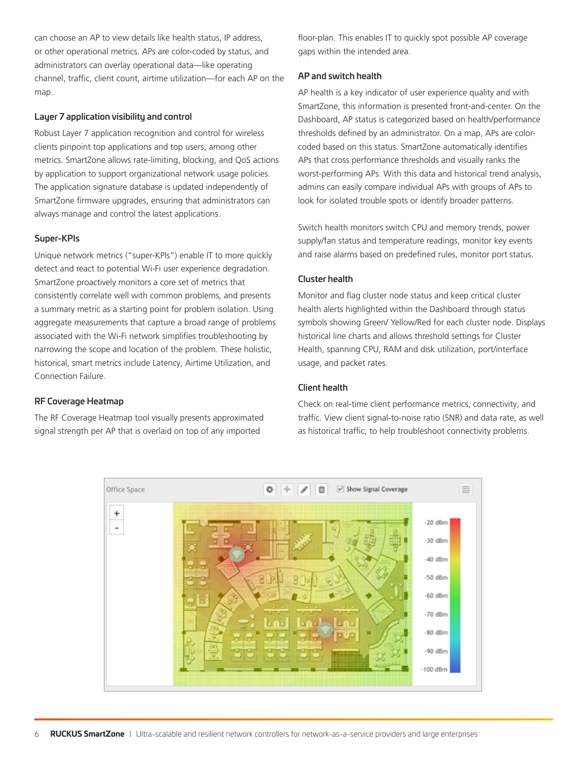can choose an AP to view details like health status, IP address, or other operational metrics. APs are color-coded by status, and administrators can overlay operational data—like operating channel, traffic, client count, airtime utilization—for each AP on the map.

### Layer 7 application visibility and control

Robust Layer 7 application recognition and control for wireless clients pinpoint top applications and top users, among other metrics. SmartZone allows rate-limiting, blocking, and QoS actions by application to support organizational network usage policies. The application signature database is updated independently of SmartZone firmware upgrades, ensuring that administrators can always manage and control the latest applications.

### Super-KPIs

Unique network metrics ("super-KPIs") enable IT to more quickly detect and react to potential Wi-Fi user experience degradation. SmartZone proactively monitors a core set of metrics that consistently correlate well with common problems, and presents a summary metric as a starting point for problem isolation. Using aggregate measurements that capture a broad range of problems associated with the Wi-Fi network simplifies troubleshooting by narrowing the scope and location of the problem. These holistic, historical, smart metrics include Latency, Airtime Utilization, and Connection Failure.

### RF Coverage Heatmap

The RF Coverage Heatmap tool visually presents approximated signal strength per AP that is overlaid on top of any imported floor-plan. This enables IT to quickly spot possible AP coverage gaps within the intended area.

### AP and switch health

AP health is a key indicator of user experience quality and with SmartZone, this information is presented front-and-center. On the Dashboard, AP status is categorized based on health/performance thresholds defined by an administrator. On a map, APs are color-coded based on this status. SmartZone automatically identifies APs that cross performance thresholds and visually ranks the worst-performing APs. With this data and historical trend analysis, admins can easily compare individual APs with groups of APs to look for isolated trouble spots or identify broader patterns.

Switch health monitors switch CPU and memory trends, power supply/fan status and temperature readings, monitor key events and raise alarms based on predefined rules, monitor port status.

### Cluster health

Monitor and flag cluster node status and keep critical cluster health alerts highlighted within the Dashboard through status symbols showing Green/ Yellow/Red for each cluster node. Displays historical line charts and allows threshold settings for Cluster Health, spanning CPU, RAM and disk utilization, port/interface usage, and packet rates.

### Client health

Check on real-time client performance metrics, connectivity, and traffic. View client signal-to-noise ratio (SNR) and data rate, as well as historical traffic, to help troubleshoot connectivity problems.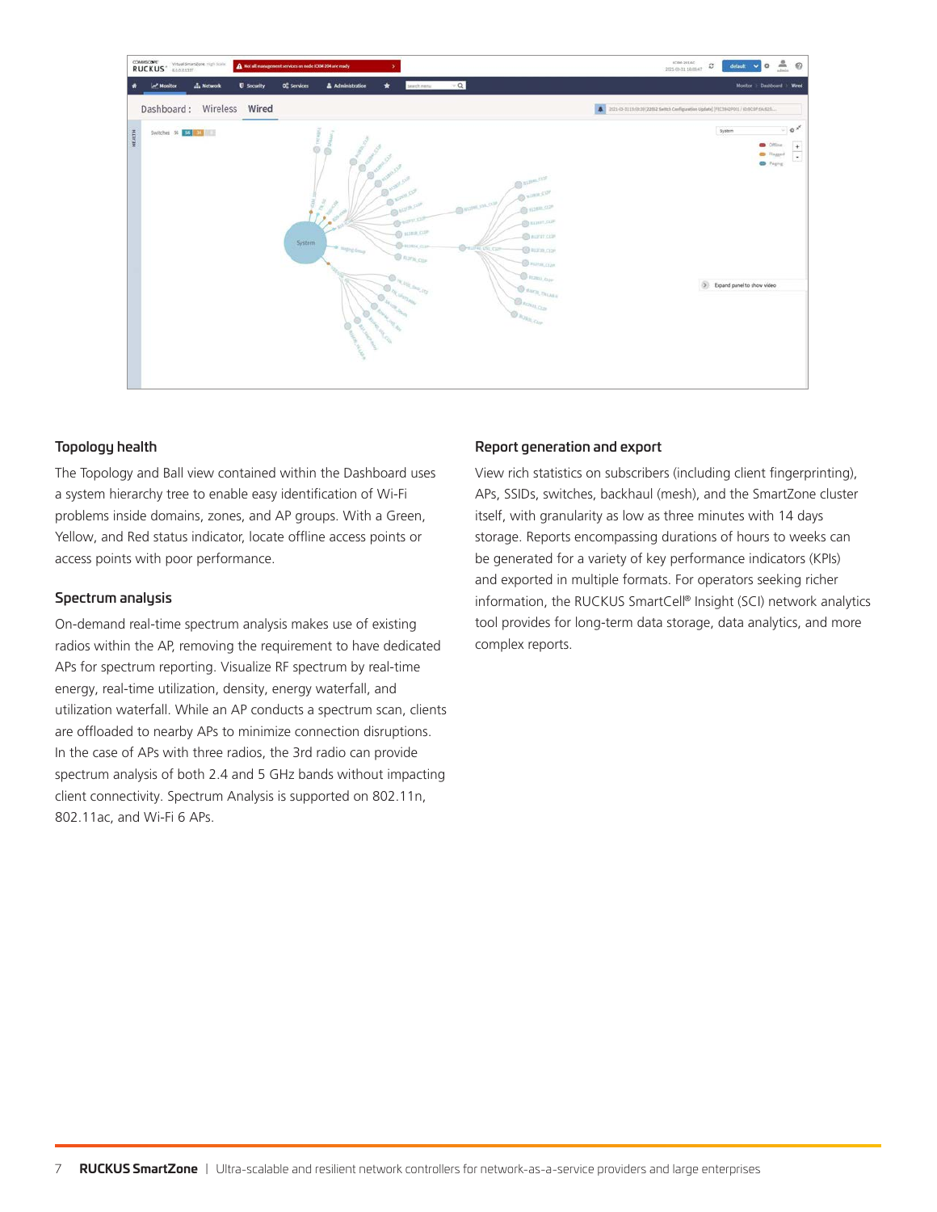## Topology health

The Topology and Ball view contained within the Dashboard uses a system hierarchy tree to enable easy identification of Wi-Fi problems inside domains, zones, and AP groups. With a Green, Yellow, and Red status indicator, locate offline access points or access points with poor performance.

## Spectrum analysis

On-demand real-time spectrum analysis makes use of existing radios within the AP, removing the requirement to have dedicated APs for spectrum reporting. Visualize RF spectrum by real-time energy, real-time utilization, density, energy waterfall, and utilization waterfall. While an AP conducts a spectrum scan, clients are offloaded to nearby APs to minimize connection disruptions. In the case of APs with three radios, the 3rd radio can provide spectrum analysis of both 2.4 and 5 GHz bands without impacting client connectivity. Spectrum Analysis is supported on 802.11n, 802.11ac, and Wi-Fi 6 APs.

## Report generation and export

View rich statistics on subscribers (including client fingerprinting), APs, SSIDs, switches, backhaul (mesh), and the SmartZone cluster itself, with granularity as low as three minutes with 14 days storage. Reports encompassing durations of hours to weeks can be generated for a variety of key performance indicators (KPIs) and exported in multiple formats. For operators seeking richer information, the RUCKUS SmartCell® Insight (SCI) network analytics tool provides for long-term data storage, data analytics, and more complex reports.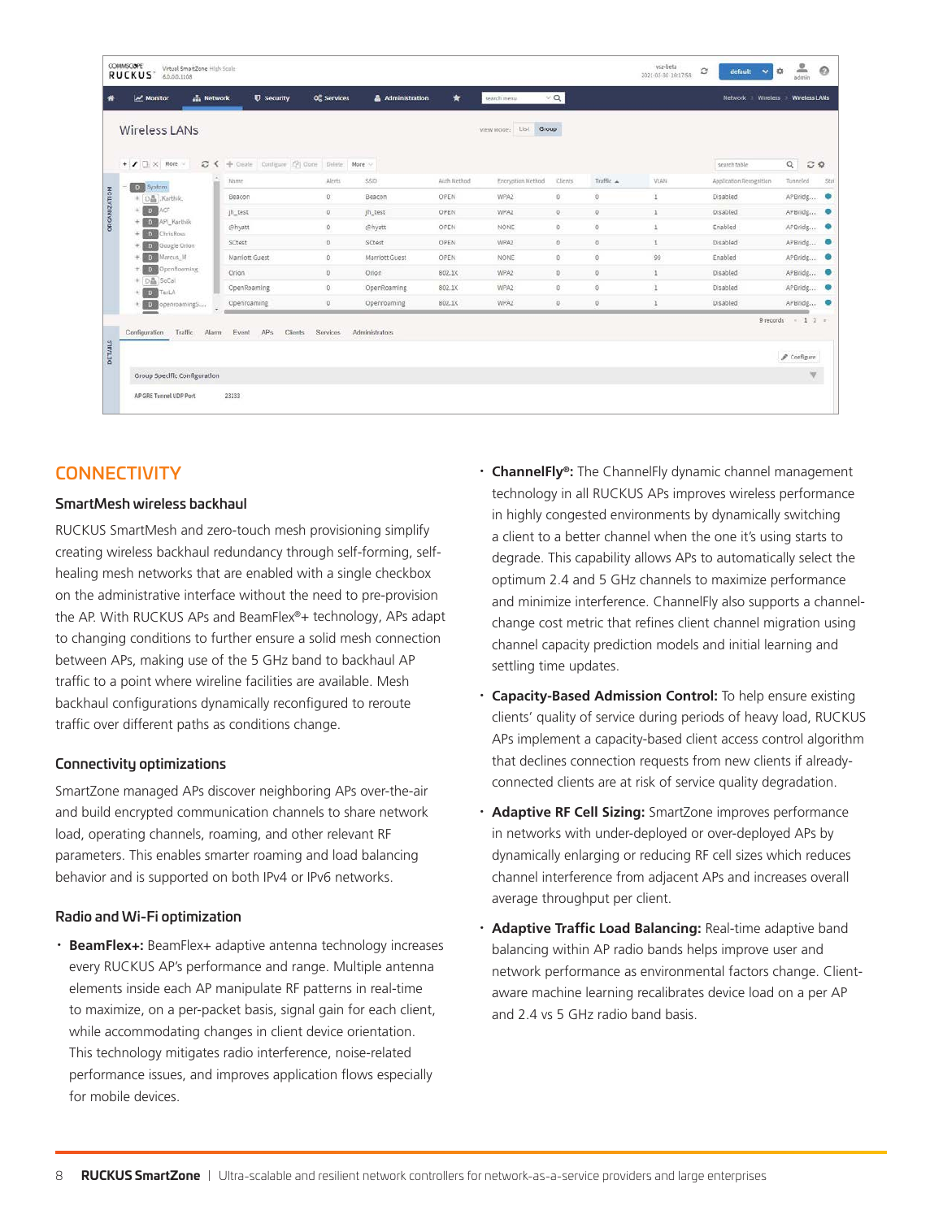## CONNECTIVITY

### SmartMesh wireless backhaul

RUCKUS SmartMesh and zero-touch mesh provisioning simplify creating wireless backhaul redundancy through self-forming, self-healing mesh networks that are enabled with a single checkbox on the administrative interface without the need to pre-provision the AP. With RUCKUS APs and BeamFlex®+ technology, APs adapt to changing conditions to further ensure a solid mesh connection between APs, making use of the 5 GHz band to backhaul AP traffic to a point where wireline facilities are available. Mesh backhaul configurations dynamically reconfigured to reroute traffic over different paths as conditions change.

### Connectivity optimizations

SmartZone managed APs discover neighboring APs over-the-air and build encrypted communication channels to share network load, operating channels, roaming, and other relevant RF parameters. This enables smarter roaming and load balancing behavior and is supported on both IPv4 or IPv6 networks.

### Radio and Wi-Fi optimization

- **BeamFlex+:** BeamFlex+ adaptive antenna technology increases every RUCKUS AP's performance and range. Multiple antenna elements inside each AP manipulate RF patterns in real-time to maximize, on a per-packet basis, signal gain for each client, while accommodating changes in client device orientation. This technology mitigates radio interference, noise-related performance issues, and improves application flows especially for mobile devices.
- **ChannelFly®:** The ChannelFly dynamic channel management technology in all RUCKUS APs improves wireless performance in highly congested environments by dynamically switching a client to a better channel when the one it's using starts to degrade. This capability allows APs to automatically select the optimum 2.4 and 5 GHz channels to maximize performance and minimize interference. ChannelFly also supports a channel-change cost metric that refines client channel migration using channel capacity prediction models and initial learning and settling time updates.
- **Capacity-Based Admission Control:** To help ensure existing clients' quality of service during periods of heavy load, RUCKUS APs implement a capacity-based client access control algorithm that declines connection requests from new clients if already-connected clients are at risk of service quality degradation.
- **Adaptive RF Cell Sizing:** SmartZone improves performance in networks with under-deployed or over-deployed APs by dynamically enlarging or reducing RF cell sizes which reduces channel interference from adjacent APs and increases overall average throughput per client.
- **Adaptive Traffic Load Balancing:** Real-time adaptive band balancing within AP radio bands helps improve user and network performance as environmental factors change. Client-aware machine learning recalibrates device load on a per AP and 2.4 vs 5 GHz radio band basis.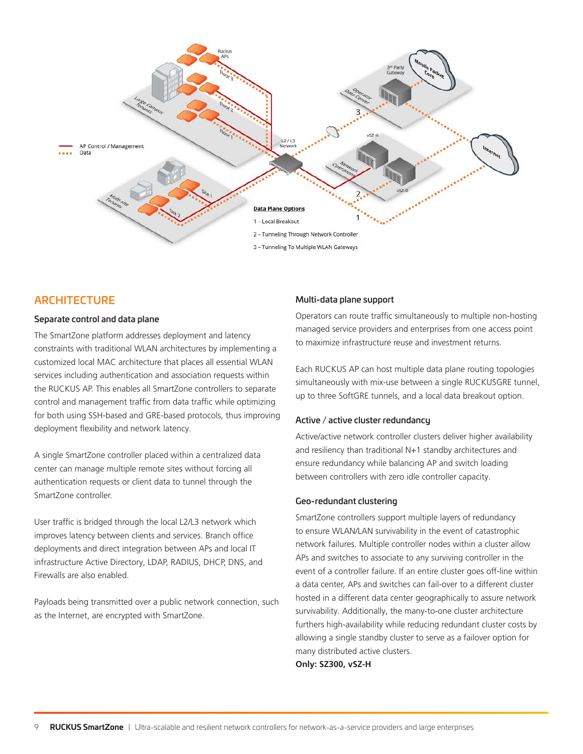## ARCHITECTURE

### Separate control and data plane

The SmartZone platform addresses deployment and latency constraints with traditional WLAN architectures by implementing a customized local MAC architecture that places all essential WLAN services including authentication and association requests within the RUCKUS AP. This enables all SmartZone controllers to separate control and management traffic from data traffic while optimizing for both using SSH-based and GRE-based protocols, thus improving deployment flexibility and network latency.

A single SmartZone controller placed within a centralized data center can manage multiple remote sites without forcing all authentication requests or client data to tunnel through the SmartZone controller.

User traffic is bridged through the local L2/L3 network which improves latency between clients and services. Branch office deployments and direct integration between APs and local IT infrastructure Active Directory, LDAP, RADIUS, DHCP, DNS, and Firewalls are also enabled.

Payloads being transmitted over a public network connection, such as the Internet, are encrypted with SmartZone.

### Multi-data plane support

Operators can route traffic simultaneously to multiple non-hosting managed service providers and enterprises from one access point to maximize infrastructure reuse and investment returns.

Each RUCKUS AP can host multiple data plane routing topologies simultaneously with mix-use between a single RUCKUSGRE tunnel, up to three SoftGRE tunnels, and a local data breakout option.

### Active / active cluster redundancy

Active/active network controller clusters deliver higher availability and resiliency than traditional N+1 standby architectures and ensure redundancy while balancing AP and switch loading between controllers with zero idle controller capacity.

### Geo-redundant clustering

SmartZone controllers support multiple layers of redundancy to ensure WLAN/LAN survivability in the event of catastrophic network failures. Multiple controller nodes within a cluster allow APs and switches to associate to any surviving controller in the event of a controller failure. If an entire cluster goes off-line within a data center, APs and switches can fail-over to a different cluster hosted in a different data center geographically to assure network survivability. Additionally, the many-to-one cluster architecture furthers high-availability while reducing redundant cluster costs by allowing a single standby cluster to serve as a failover option for many distributed active clusters.

**Only: SZ300, vSZ-H**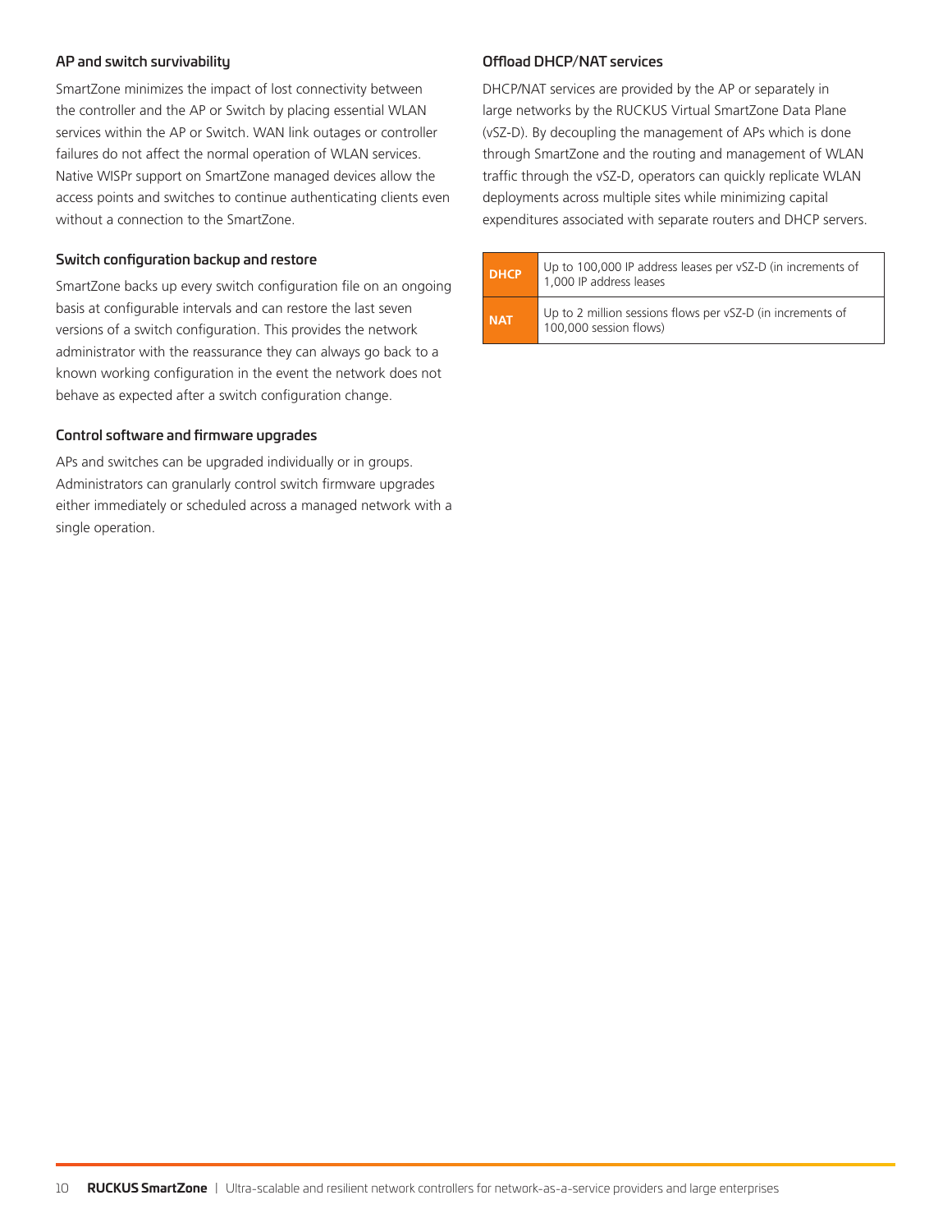### AP and switch survivability

SmartZone minimizes the impact of lost connectivity between the controller and the AP or Switch by placing essential WLAN services within the AP or Switch. WAN link outages or controller failures do not affect the normal operation of WLAN services. Native WISPr support on SmartZone managed devices allow the access points and switches to continue authenticating clients even without a connection to the SmartZone.

### Switch configuration backup and restore

SmartZone backs up every switch configuration file on an ongoing basis at configurable intervals and can restore the last seven versions of a switch configuration. This provides the network administrator with the reassurance they can always go back to a known working configuration in the event the network does not behave as expected after a switch configuration change.

### Control software and firmware upgrades

APs and switches can be upgraded individually or in groups. Administrators can granularly control switch firmware upgrades either immediately or scheduled across a managed network with a single operation.

### Offload DHCP/NAT services

DHCP/NAT services are provided by the AP or separately in large networks by the RUCKUS Virtual SmartZone Data Plane (vSZ-D). By decoupling the management of APs which is done through SmartZone and the routing and management of WLAN traffic through the vSZ-D, operators can quickly replicate WLAN deployments across multiple sites while minimizing capital expenditures associated with separate routers and DHCP servers.

| | |
|---|---|
| **DHCP** | Up to 100,000 IP address leases per vSZ-D (in increments of 1,000 IP address leases |
| **NAT** | Up to 2 million sessions flows per vSZ-D (in increments of 100,000 session flows) |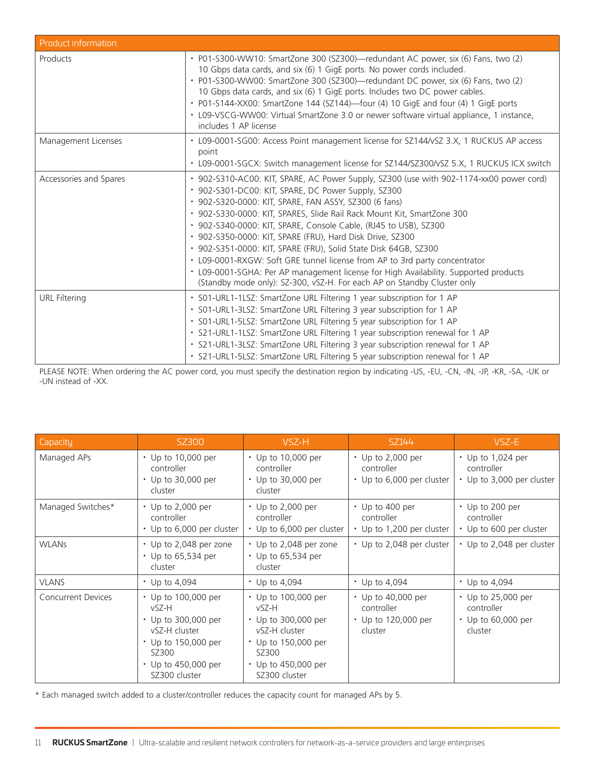| Product information | |
|---|---|
| Products | • P01-S300-WW10: SmartZone 300 (SZ300)—redundant AC power, six (6) Fans, two (2) 10 Gbps data cards, and six (6) 1 GigE ports. No power cords included.<br>• P01-S300-WW00: SmartZone 300 (SZ300)—redundant DC power, six (6) Fans, two (2) 10 Gbps data cards, and six (6) 1 GigE ports. Includes two DC power cables.<br>• P01-S144-XX00: SmartZone 144 (SZ144)—four (4) 10 GigE and four (4) 1 GigE ports<br>• L09-VSCG-WW00: Virtual SmartZone 3.0 or newer software virtual appliance, 1 instance, includes 1 AP license |
| Management Licenses | • L09-0001-SG00: Access Point management license for SZ144/vSZ 3.X, 1 RUCKUS AP access point<br>• L09-0001-SGCX: Switch management license for SZ144/SZ300/vSZ 5.X, 1 RUCKUS ICX switch |
| Accessories and Spares | • 902-S310-AC00: KIT, SPARE, AC Power Supply, SZ300 (use with 902-1174-xx00 power cord)<br>• 902-S301-DC00: KIT, SPARE, DC Power Supply, SZ300<br>• 902-S320-0000: KIT, SPARE, FAN ASSY, SZ300 (6 fans)<br>• 902-S330-0000: KIT, SPARES, Slide Rail Rack Mount Kit, SmartZone 300<br>• 902-S340-0000: KIT, SPARE, Console Cable, (RJ45 to USB), SZ300<br>• 902-S350-0000: KIT, SPARE (FRU), Hard Disk Drive, SZ300<br>• 902-S351-0000: KIT, SPARE (FRU), Solid State Disk 64GB, SZ300<br>• L09-0001-RXGW: Soft GRE tunnel license from AP to 3rd party concentrator<br>• L09-0001-SGHA: Per AP management license for High Availability. Supported products (Standby mode only): SZ-300, vSZ-H. For each AP on Standby Cluster only |
| URL Filtering | • S01-URL1-1LSZ: SmartZone URL Filtering 1 year subscription for 1 AP<br>• S01-URL1-3LSZ: SmartZone URL Filtering 3 year subscription for 1 AP<br>• S01-URL1-5LSZ: SmartZone URL Filtering 5 year subscription for 1 AP<br>• S21-URL1-1LSZ: SmartZone URL Filtering 1 year subscription renewal for 1 AP<br>• S21-URL1-3LSZ: SmartZone URL Filtering 3 year subscription renewal for 1 AP<br>• S21-URL1-5LSZ: SmartZone URL Filtering 5 year subscription renewal for 1 AP |

PLEASE NOTE: When ordering the AC power cord, you must specify the destination region by indicating -US, -EU, -CN, -IN, -JP, -KR, -SA, -UK or -UN instead of -XX.

| Capacity | SZ300 | VSZ-H | SZ144 | VSZ-E |
|---|---|---|---|---|
| Managed APs | • Up to 10,000 per controller<br>• Up to 30,000 per cluster | • Up to 10,000 per controller<br>• Up to 30,000 per cluster | • Up to 2,000 per controller<br>• Up to 6,000 per cluster | • Up to 1,024 per controller<br>• Up to 3,000 per cluster |
| Managed Switches* | • Up to 2,000 per controller<br>• Up to 6,000 per cluster | • Up to 2,000 per controller<br>• Up to 6,000 per cluster | • Up to 400 per controller<br>• Up to 1,200 per cluster | • Up to 200 per controller<br>• Up to 600 per cluster |
| WLANs | • Up to 2,048 per zone<br>• Up to 65,534 per cluster | • Up to 2,048 per zone<br>• Up to 65,534 per cluster | • Up to 2,048 per cluster | • Up to 2,048 per cluster |
| VLANS | • Up to 4,094 | • Up to 4,094 | • Up to 4,094 | • Up to 4,094 |
| Concurrent Devices | • Up to 100,000 per vSZ-H<br>• Up to 300,000 per vSZ-H cluster<br>• Up to 150,000 per SZ300<br>• Up to 450,000 per SZ300 cluster | • Up to 100,000 per vSZ-H<br>• Up to 300,000 per vSZ-H cluster<br>• Up to 150,000 per SZ300<br>• Up to 450,000 per SZ300 cluster | • Up to 40,000 per controller<br>• Up to 120,000 per cluster | • Up to 25,000 per controller<br>• Up to 60,000 per cluster |

* Each managed switch added to a cluster/controller reduces the capacity count for managed APs by 5.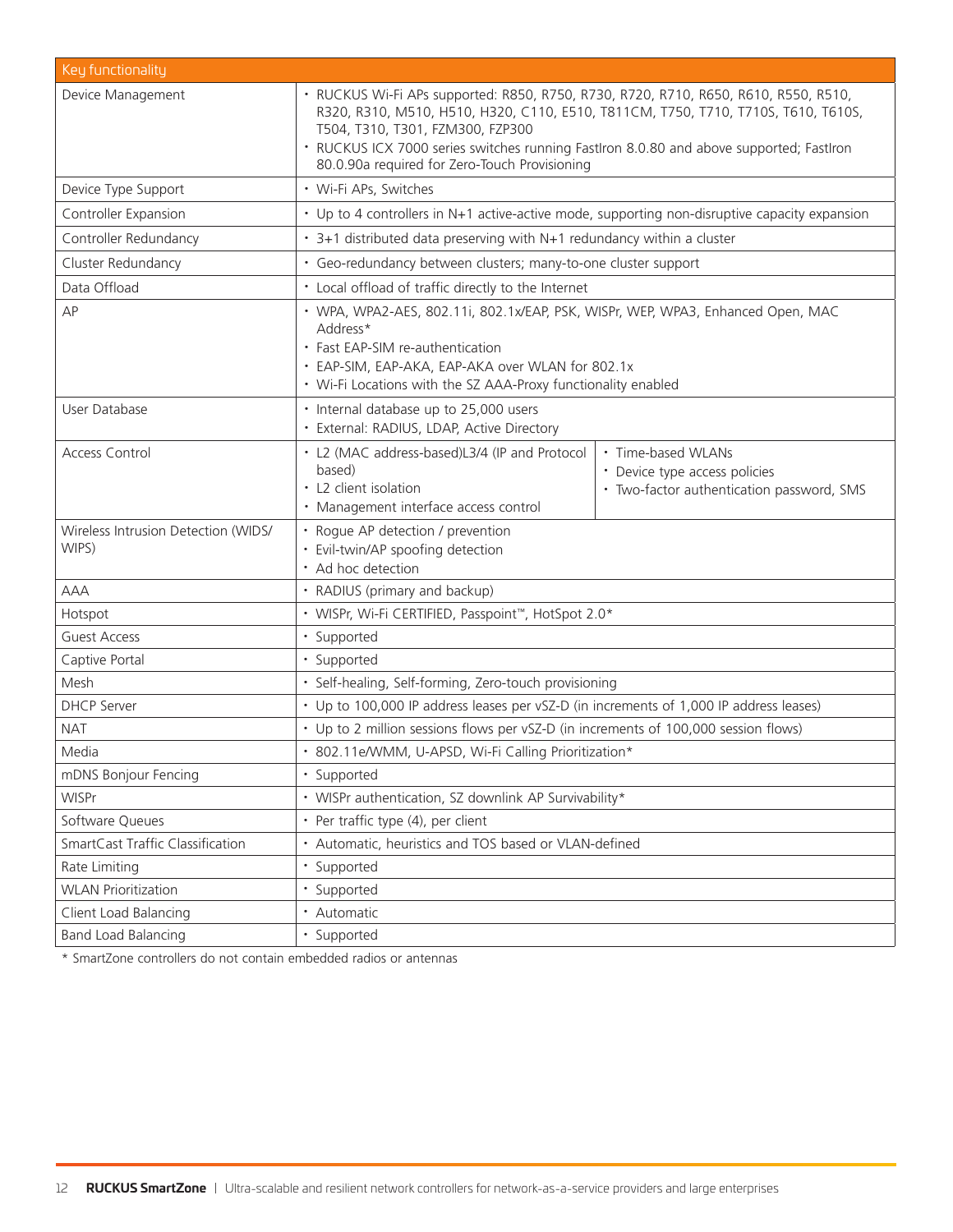| Key functionality | |
|---|---|
| Device Management | • RUCKUS Wi-Fi APs supported: R850, R750, R730, R720, R710, R650, R610, R550, R510, R320, R310, M510, H510, H320, C110, E510, T811CM, T750, T710, T710S, T610, T610S, T504, T310, T301, FZM300, FZP300<br>• RUCKUS ICX 7000 series switches running FastIron 8.0.80 and above supported; FastIron 80.0.90a required for Zero-Touch Provisioning |
| Device Type Support | • Wi-Fi APs, Switches |
| Controller Expansion | • Up to 4 controllers in N+1 active-active mode, supporting non-disruptive capacity expansion |
| Controller Redundancy | • 3+1 distributed data preserving with N+1 redundancy within a cluster |
| Cluster Redundancy | • Geo-redundancy between clusters; many-to-one cluster support |
| Data Offload | • Local offload of traffic directly to the Internet |
| AP | • WPA, WPA2-AES, 802.11i, 802.1x/EAP, PSK, WISPr, WEP, WPA3, Enhanced Open, MAC Address*<br>• Fast EAP-SIM re-authentication<br>• EAP-SIM, EAP-AKA, EAP-AKA over WLAN for 802.1x<br>• Wi-Fi Locations with the SZ AAA-Proxy functionality enabled |
| User Database | • Internal database up to 25,000 users<br>• External: RADIUS, LDAP, Active Directory |
| Access Control | • L2 (MAC address-based)L3/4 (IP and Protocol based)<br>• L2 client isolation<br>• Management interface access control<br>• Time-based WLANs<br>• Device type access policies<br>• Two-factor authentication password, SMS |
| Wireless Intrusion Detection (WIDS/WIPS) | • Rogue AP detection / prevention<br>• Evil-twin/AP spoofing detection<br>• Ad hoc detection |
| AAA | • RADIUS (primary and backup) |
| Hotspot | • WISPr, Wi-Fi CERTIFIED, Passpoint™, HotSpot 2.0* |
| Guest Access | • Supported |
| Captive Portal | • Supported |
| Mesh | • Self-healing, Self-forming, Zero-touch provisioning |
| DHCP Server | • Up to 100,000 IP address leases per vSZ-D (in increments of 1,000 IP address leases) |
| NAT | • Up to 2 million sessions flows per vSZ-D (in increments of 100,000 session flows) |
| Media | • 802.11e/WMM, U-APSD, Wi-Fi Calling Prioritization* |
| mDNS Bonjour Fencing | • Supported |
| WISPr | • WISPr authentication, SZ downlink AP Survivability* |
| Software Queues | • Per traffic type (4), per client |
| SmartCast Traffic Classification | • Automatic, heuristics and TOS based or VLAN-defined |
| Rate Limiting | • Supported |
| WLAN Prioritization | • Supported |
| Client Load Balancing | • Automatic |
| Band Load Balancing | • Supported |

\* SmartZone controllers do not contain embedded radios or antennas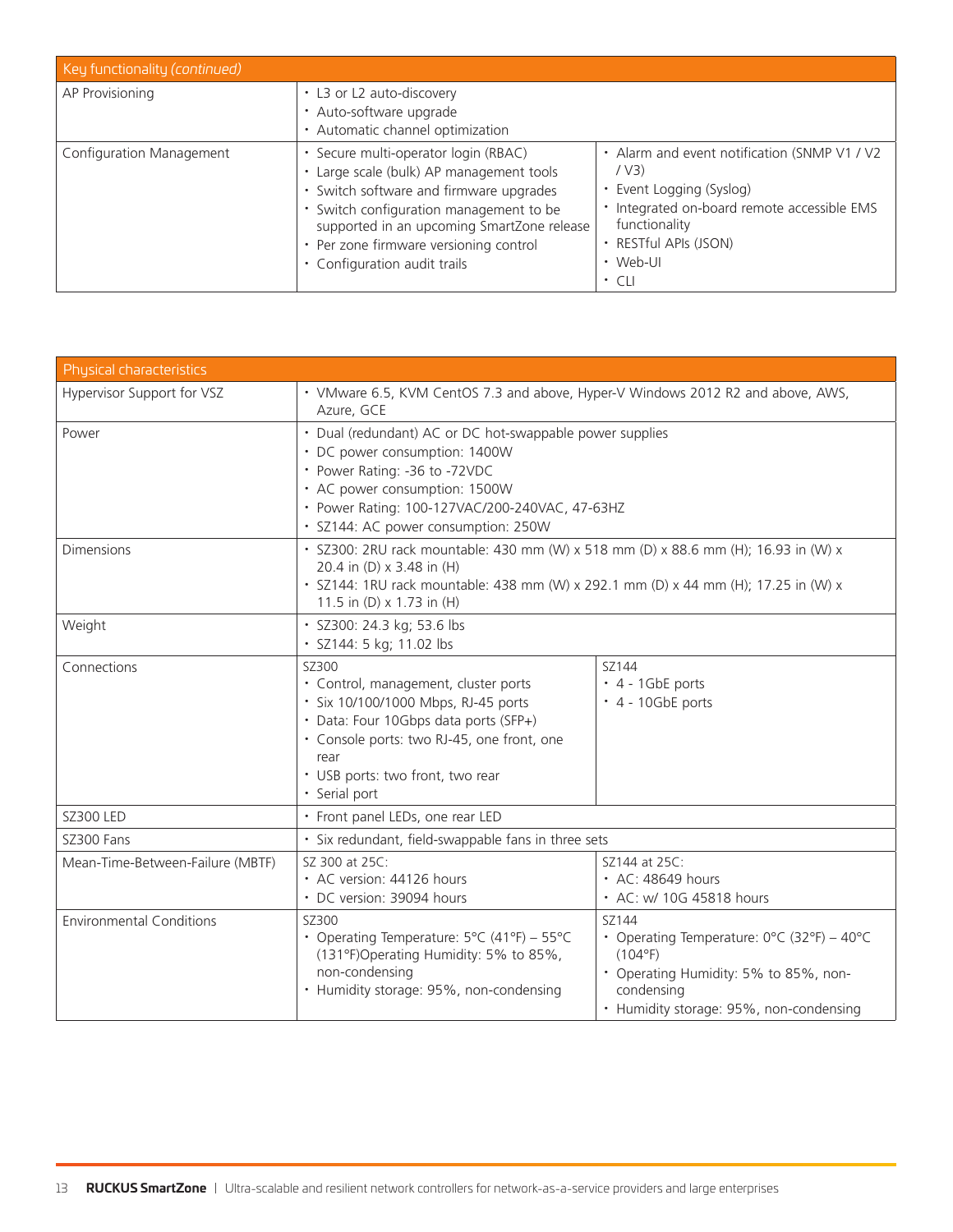| Key functionality *(continued)* | | |
|---|---|---|
| AP Provisioning | • L3 or L2 auto-discovery<br>• Auto-software upgrade<br>• Automatic channel optimization | |
| Configuration Management | • Secure multi-operator login (RBAC)<br>• Large scale (bulk) AP management tools<br>• Switch software and firmware upgrades<br>• Switch configuration management to be supported in an upcoming SmartZone release<br>• Per zone firmware versioning control<br>• Configuration audit trails | • Alarm and event notification (SNMP V1 / V2 / V3)<br>• Event Logging (Syslog)<br>• Integrated on-board remote accessible EMS functionality<br>• RESTful APIs (JSON)<br>• Web-UI<br>• CLI |

| Physical characteristics | | |
|---|---|---|
| Hypervisor Support for VSZ | • VMware 6.5, KVM CentOS 7.3 and above, Hyper-V Windows 2012 R2 and above, AWS, Azure, GCE | |
| Power | • Dual (redundant) AC or DC hot-swappable power supplies<br>• DC power consumption: 1400W<br>• Power Rating: -36 to -72VDC<br>• AC power consumption: 1500W<br>• Power Rating: 100-127VAC/200-240VAC, 47-63HZ<br>• SZ144: AC power consumption: 250W | |
| Dimensions | • SZ300: 2RU rack mountable: 430 mm (W) x 518 mm (D) x 88.6 mm (H); 16.93 in (W) x 20.4 in (D) x 3.48 in (H)<br>• SZ144: 1RU rack mountable: 438 mm (W) x 292.1 mm (D) x 44 mm (H); 17.25 in (W) x 11.5 in (D) x 1.73 in (H) | |
| Weight | • SZ300: 24.3 kg; 53.6 lbs<br>• SZ144: 5 kg; 11.02 lbs | |
| Connections | SZ300<br>• Control, management, cluster ports<br>• Six 10/100/1000 Mbps, RJ-45 ports<br>• Data: Four 10Gbps data ports (SFP+)<br>• Console ports: two RJ-45, one front, one rear<br>• USB ports: two front, two rear<br>• Serial port | SZ144<br>• 4 - 1GbE ports<br>• 4 - 10GbE ports |
| SZ300 LED | • Front panel LEDs, one rear LED | |
| SZ300 Fans | • Six redundant, field-swappable fans in three sets | |
| Mean-Time-Between-Failure (MBTF) | SZ 300 at 25C:<br>• AC version: 44126 hours<br>• DC version: 39094 hours | SZ144 at 25C:<br>• AC: 48649 hours<br>• AC: w/ 10G 45818 hours |
| Environmental Conditions | SZ300<br>• Operating Temperature: 5°C (41°F) – 55°C (131°F)Operating Humidity: 5% to 85%, non-condensing<br>• Humidity storage: 95%, non-condensing | SZ144<br>• Operating Temperature: 0°C (32°F) – 40°C (104°F)<br>• Operating Humidity: 5% to 85%, non-condensing<br>• Humidity storage: 95%, non-condensing |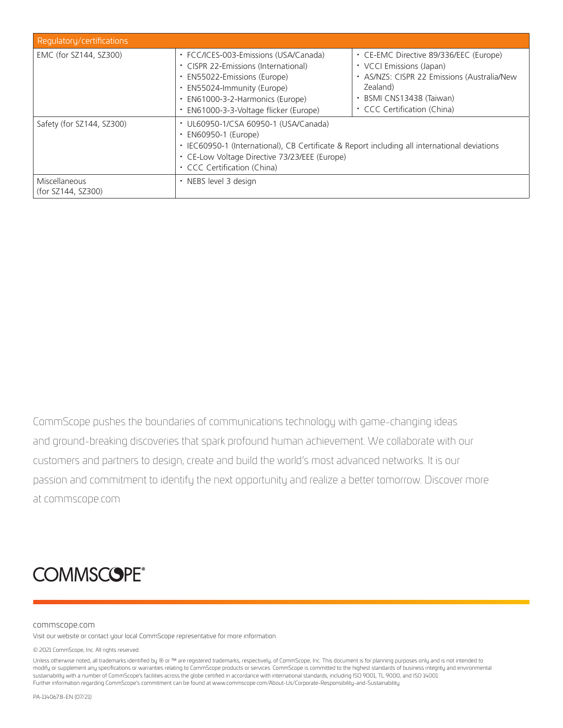| Regulatory/certifications | | |
|---|---|---|
| EMC (for SZ144, SZ300) | • FCC/ICES-003-Emissions (USA/Canada)<br>• CISPR 22-Emissions (International)<br>• EN55022-Emissions (Europe)<br>• EN55024-Immunity (Europe)<br>• EN61000-3-2-Harmonics (Europe)<br>• EN61000-3-3-Voltage flicker (Europe) | • CE-EMC Directive 89/336/EEC (Europe)<br>• VCCI Emissions (Japan)<br>• AS/NZS: CISPR 22 Emissions (Australia/New Zealand)<br>• BSMI CNS13438 (Taiwan)<br>• CCC Certification (China) |
| Safety (for SZ144, SZ300) | • UL60950-1/CSA 60950-1 (USA/Canada)<br>• EN60950-1 (Europe)<br>• IEC60950-1 (International), CB Certificate & Report including all international deviations<br>• CE-Low Voltage Directive 73/23/EEE (Europe)<br>• CCC Certification (China) | |
| Miscellaneous (for SZ144, SZ300) | • NEBS level 3 design | |

CommScope pushes the boundaries of communications technology with game-changing ideas and ground-breaking discoveries that spark profound human achievement. We collaborate with our customers and partners to design, create and build the world's most advanced networks. It is our passion and commitment to identify the next opportunity and realize a better tomorrow. Discover more at commscope.com

COMMSCOPE®

commscope.com

Visit our website or contact your local CommScope representative for more information.

© 2021 CommScope, Inc. All rights reserved.

Unless otherwise noted, all trademarks identified by ® or ™ are registered trademarks, respectively, of CommScope, Inc. This document is for planning purposes only and is not intended to modify or supplement any specifications or warranties relating to CommScope products or services. CommScope is committed to the highest standards of business integrity and environmental sustainability with a number of CommScope's facilities across the globe certified in accordance with international standards, including ISO 9001, TL 9000, and ISO 14001. Further information regarding CommScope's commitment can be found at www.commscope.com/About-Us/Corporate-Responsibility-and-Sustainability.

PA-114067.8-EN (07/21)